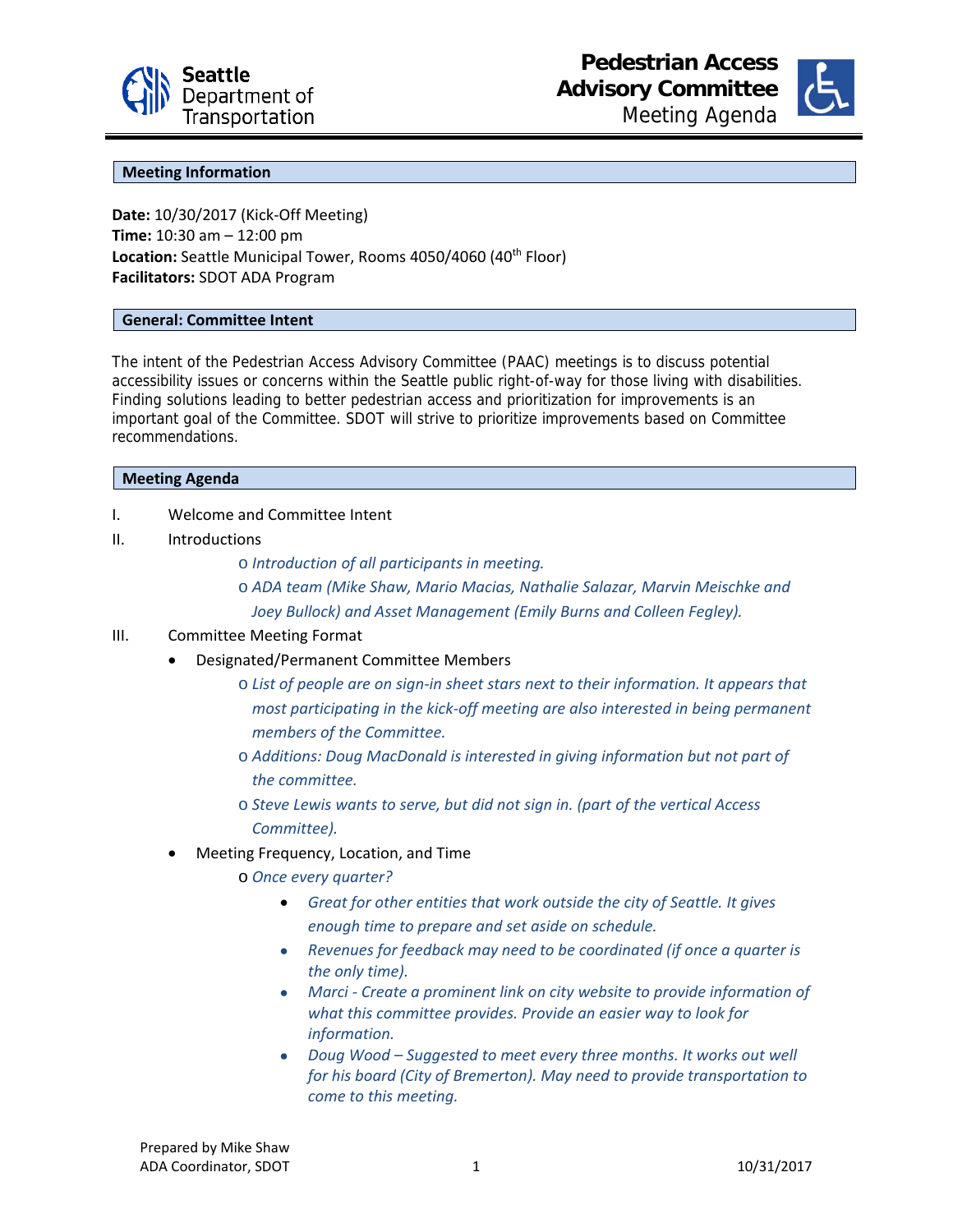Seattle Department of Transportation

# Pedestrian Access Advisory Committee
Meeting Agenda

## Meeting Information

**Date:** 10/30/2017 (Kick-Off Meeting)
**Time:** 10:30 am – 12:00 pm
**Location:** Seattle Municipal Tower, Rooms 4050/4060 (40th Floor)
**Facilitators:** SDOT ADA Program

## General: Committee Intent

The intent of the Pedestrian Access Advisory Committee (PAAC) meetings is to discuss potential accessibility issues or concerns within the Seattle public right-of-way for those living with disabilities. Finding solutions leading to better pedestrian access and prioritization for improvements is an important goal of the Committee. SDOT will strive to prioritize improvements based on Committee recommendations.

## Meeting Agenda

I. Welcome and Committee Intent

II. Introductions
   - *Introduction of all participants in meeting.*
   - *ADA team (Mike Shaw, Mario Macias, Nathalie Salazar, Marvin Meischke and Joey Bullock) and Asset Management (Emily Burns and Colleen Fegley).*

III. Committee Meeting Format
- Designated/Permanent Committee Members
   - *List of people are on sign-in sheet stars next to their information. It appears that most participating in the kick-off meeting are also interested in being permanent members of the Committee.*
   - *Additions: Doug MacDonald is interested in giving information but not part of the committee.*
   - *Steve Lewis wants to serve, but did not sign in. (part of the vertical Access Committee).*
- Meeting Frequency, Location, and Time
   - *Once every quarter?*
      - *Great for other entities that work outside the city of Seattle. It gives enough time to prepare and set aside on schedule.*
      - *Revenues for feedback may need to be coordinated (if once a quarter is the only time).*
      - *Marci - Create a prominent link on city website to provide information of what this committee provides. Provide an easier way to look for information.*
      - *Doug Wood – Suggested to meet every three months. It works out well for his board (City of Bremerton). May need to provide transportation to come to this meeting.*

Prepared by Mike Shaw
ADA Coordinator, SDOT
10/31/2017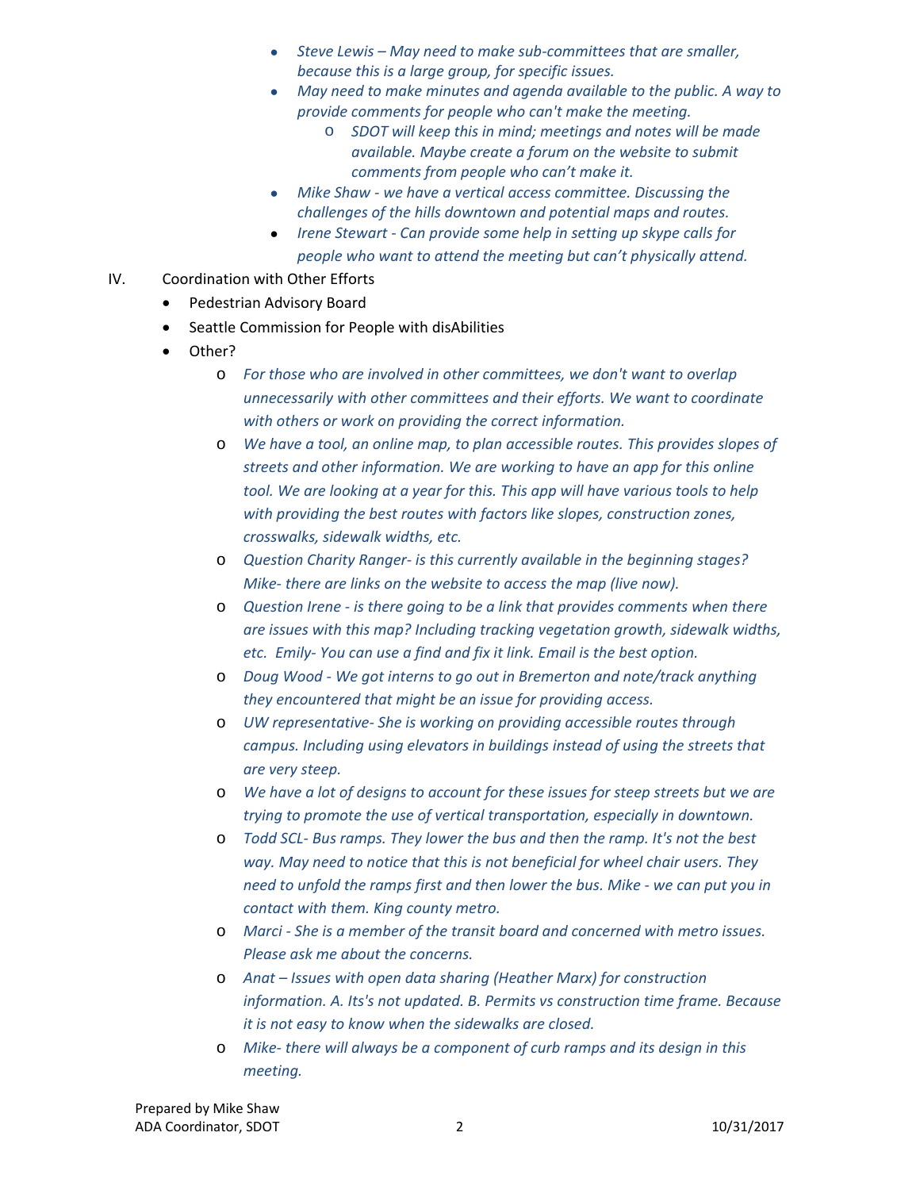- *Steve Lewis – May need to make sub-committees that are smaller, because this is a large group, for specific issues.*
- *May need to make minutes and agenda available to the public. A way to provide comments for people who can't make the meeting.*
  - *SDOT will keep this in mind; meetings and notes will be made available. Maybe create a forum on the website to submit comments from people who can't make it.*
- *Mike Shaw - we have a vertical access committee. Discussing the challenges of the hills downtown and potential maps and routes.*
- *Irene Stewart - Can provide some help in setting up skype calls for people who want to attend the meeting but can't physically attend.*

IV. Coordination with Other Efforts

- Pedestrian Advisory Board
- Seattle Commission for People with disAbilities
- Other?
  - *For those who are involved in other committees, we don't want to overlap unnecessarily with other committees and their efforts. We want to coordinate with others or work on providing the correct information.*
  - *We have a tool, an online map, to plan accessible routes. This provides slopes of streets and other information. We are working to have an app for this online tool. We are looking at a year for this. This app will have various tools to help with providing the best routes with factors like slopes, construction zones, crosswalks, sidewalk widths, etc.*
  - *Question Charity Ranger- is this currently available in the beginning stages? Mike- there are links on the website to access the map (live now).*
  - *Question Irene - is there going to be a link that provides comments when there are issues with this map? Including tracking vegetation growth, sidewalk widths, etc. Emily- You can use a find and fix it link. Email is the best option.*
  - *Doug Wood - We got interns to go out in Bremerton and note/track anything they encountered that might be an issue for providing access.*
  - *UW representative- She is working on providing accessible routes through campus. Including using elevators in buildings instead of using the streets that are very steep.*
  - *We have a lot of designs to account for these issues for steep streets but we are trying to promote the use of vertical transportation, especially in downtown.*
  - *Todd SCL- Bus ramps. They lower the bus and then the ramp. It's not the best way. May need to notice that this is not beneficial for wheel chair users. They need to unfold the ramps first and then lower the bus. Mike - we can put you in contact with them. King county metro.*
  - *Marci - She is a member of the transit board and concerned with metro issues. Please ask me about the concerns.*
  - *Anat – Issues with open data sharing (Heather Marx) for construction information. A. Its's not updated. B. Permits vs construction time frame. Because it is not easy to know when the sidewalks are closed.*
  - *Mike- there will always be a component of curb ramps and its design in this meeting.*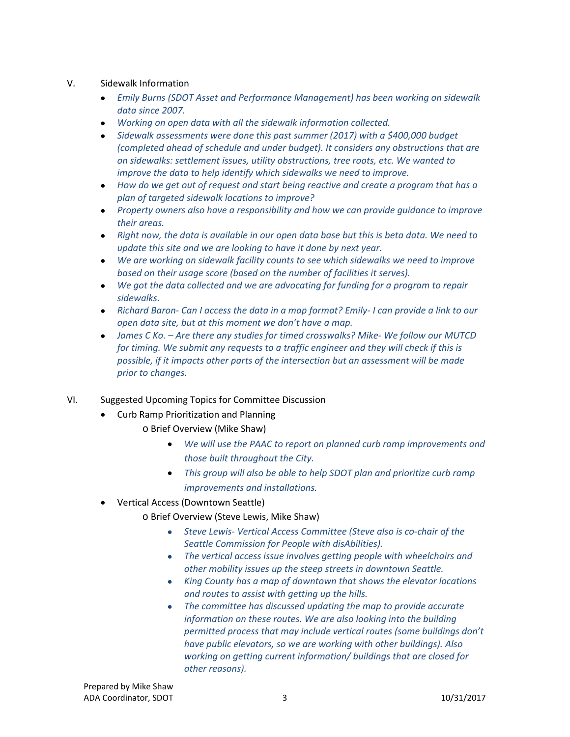V. Sidewalk Information

- *Emily Burns (SDOT Asset and Performance Management) has been working on sidewalk data since 2007.*
- *Working on open data with all the sidewalk information collected.*
- *Sidewalk assessments were done this past summer (2017) with a $400,000 budget (completed ahead of schedule and under budget). It considers any obstructions that are on sidewalks: settlement issues, utility obstructions, tree roots, etc. We wanted to improve the data to help identify which sidewalks we need to improve.*
- *How do we get out of request and start being reactive and create a program that has a plan of targeted sidewalk locations to improve?*
- *Property owners also have a responsibility and how we can provide guidance to improve their areas.*
- *Right now, the data is available in our open data base but this is beta data. We need to update this site and we are looking to have it done by next year.*
- *We are working on sidewalk facility counts to see which sidewalks we need to improve based on their usage score (based on the number of facilities it serves).*
- *We got the data collected and we are advocating for funding for a program to repair sidewalks.*
- *Richard Baron- Can I access the data in a map format? Emily- I can provide a link to our open data site, but at this moment we don't have a map.*
- *James C Ko. – Are there any studies for timed crosswalks? Mike- We follow our MUTCD for timing. We submit any requests to a traffic engineer and they will check if this is possible, if it impacts other parts of the intersection but an assessment will be made prior to changes.*

VI. Suggested Upcoming Topics for Committee Discussion

- Curb Ramp Prioritization and Planning
  - Brief Overview (Mike Shaw)
    - *We will use the PAAC to report on planned curb ramp improvements and those built throughout the City.*
    - *This group will also be able to help SDOT plan and prioritize curb ramp improvements and installations.*
- Vertical Access (Downtown Seattle)
  - Brief Overview (Steve Lewis, Mike Shaw)
    - *Steve Lewis- Vertical Access Committee (Steve also is co-chair of the Seattle Commission for People with disAbilities).*
    - *The vertical access issue involves getting people with wheelchairs and other mobility issues up the steep streets in downtown Seattle.*
    - *King County has a map of downtown that shows the elevator locations and routes to assist with getting up the hills.*
    - *The committee has discussed updating the map to provide accurate information on these routes. We are also looking into the building permitted process that may include vertical routes (some buildings don't have public elevators, so we are working with other buildings). Also working on getting current information/ buildings that are closed for other reasons).*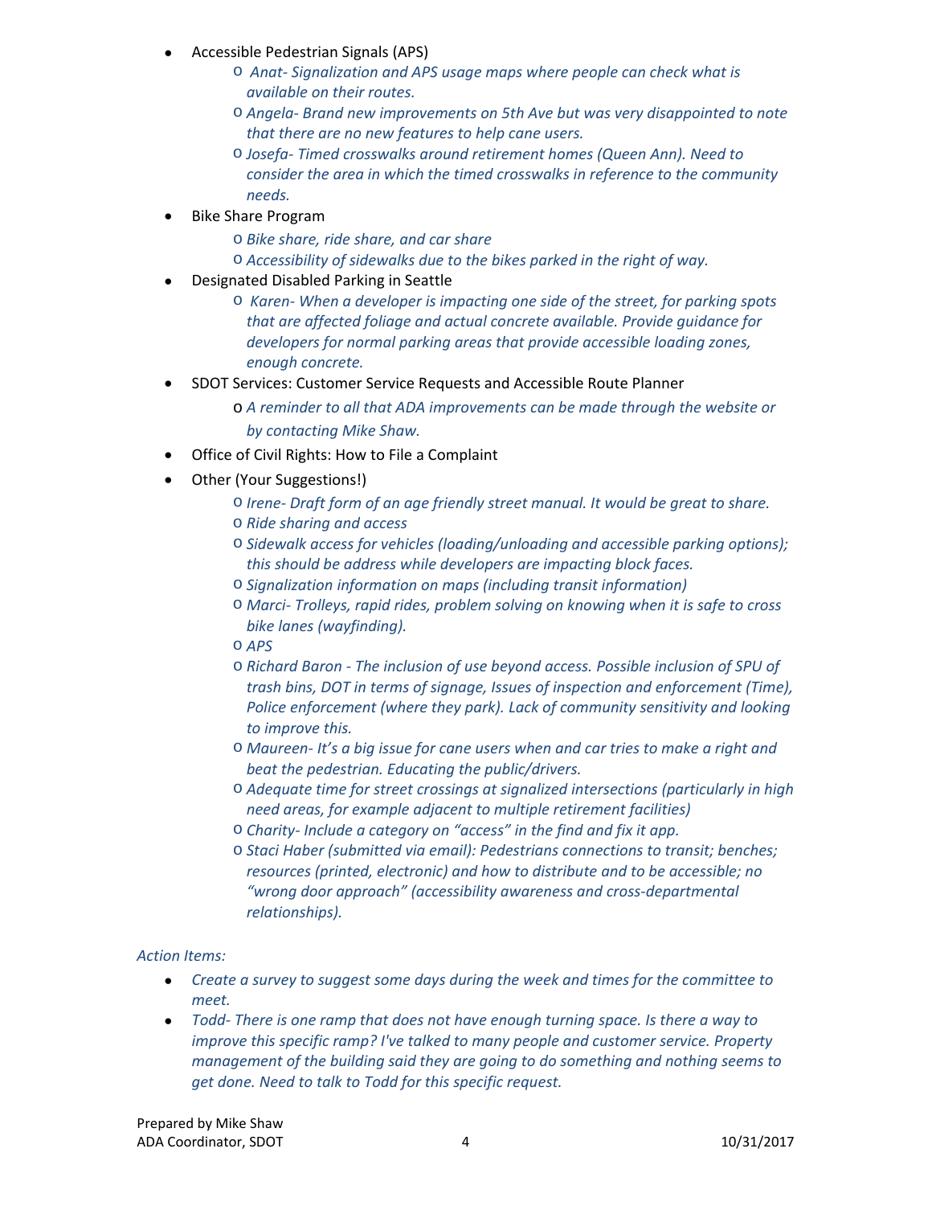- Accessible Pedestrian Signals (APS)
  - *Anat- Signalization and APS usage maps where people can check what is available on their routes.*
  - *Angela- Brand new improvements on 5th Ave but was very disappointed to note that there are no new features to help cane users.*
  - *Josefa- Timed crosswalks around retirement homes (Queen Ann). Need to consider the area in which the timed crosswalks in reference to the community needs.*
- Bike Share Program
  - *Bike share, ride share, and car share*
  - *Accessibility of sidewalks due to the bikes parked in the right of way.*
- Designated Disabled Parking in Seattle
  - *Karen- When a developer is impacting one side of the street, for parking spots that are affected foliage and actual concrete available. Provide guidance for developers for normal parking areas that provide accessible loading zones, enough concrete.*
- SDOT Services: Customer Service Requests and Accessible Route Planner
  - *A reminder to all that ADA improvements can be made through the website or by contacting Mike Shaw.*
- Office of Civil Rights: How to File a Complaint
- Other (Your Suggestions!)
  - *Irene- Draft form of an age friendly street manual. It would be great to share.*
  - *Ride sharing and access*
  - *Sidewalk access for vehicles (loading/unloading and accessible parking options); this should be address while developers are impacting block faces.*
  - *Signalization information on maps (including transit information)*
  - *Marci- Trolleys, rapid rides, problem solving on knowing when it is safe to cross bike lanes (wayfinding).*
  - *APS*
  - *Richard Baron - The inclusion of use beyond access. Possible inclusion of SPU of trash bins, DOT in terms of signage, Issues of inspection and enforcement (Time), Police enforcement (where they park). Lack of community sensitivity and looking to improve this.*
  - *Maureen- It's a big issue for cane users when and car tries to make a right and beat the pedestrian. Educating the public/drivers.*
  - *Adequate time for street crossings at signalized intersections (particularly in high need areas, for example adjacent to multiple retirement facilities)*
  - *Charity- Include a category on "access" in the find and fix it app.*
  - *Staci Haber (submitted via email): Pedestrians connections to transit; benches; resources (printed, electronic) and how to distribute and to be accessible; no "wrong door approach" (accessibility awareness and cross-departmental relationships).*

*Action Items:*

- *Create a survey to suggest some days during the week and times for the committee to meet.*
- *Todd- There is one ramp that does not have enough turning space. Is there a way to improve this specific ramp? I've talked to many people and customer service. Property management of the building said they are going to do something and nothing seems to get done. Need to talk to Todd for this specific request.*